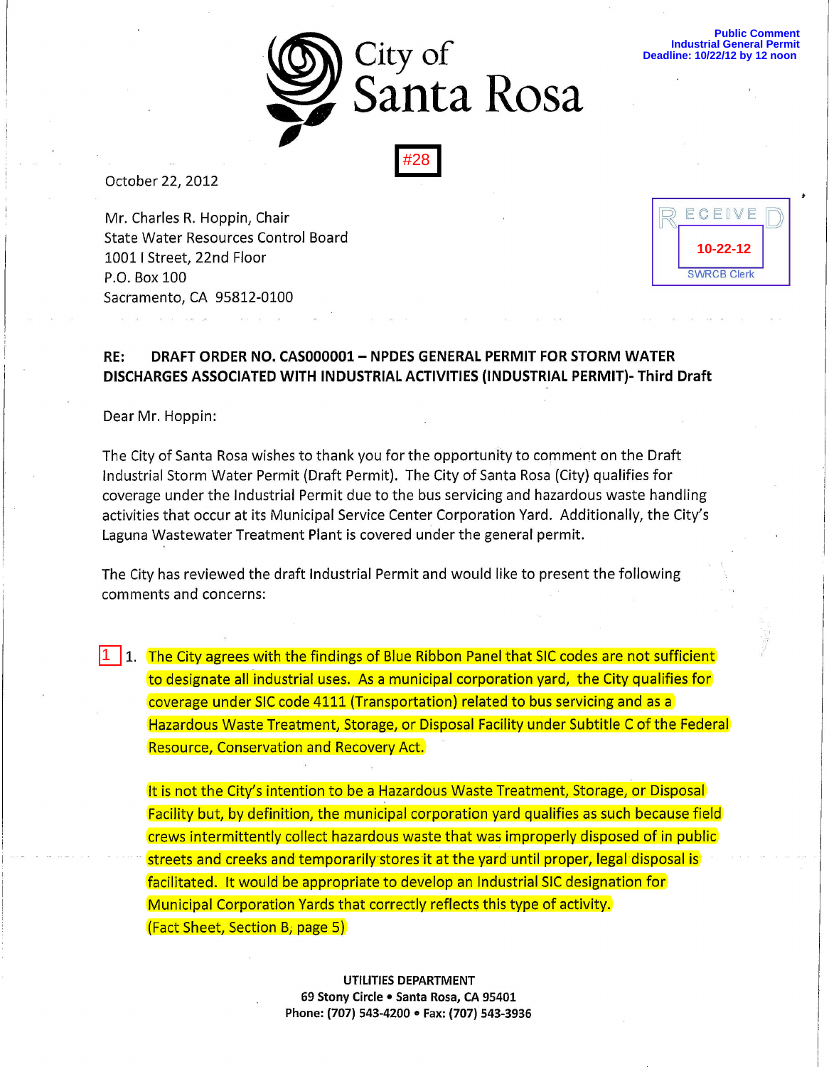City of Santa Rosa

Public Comment
Industrial General Permit
Deadline: 10/22/12 by 12 noon

#28

RECEIVED
10-22-12
SWRCB Clerk

October 22, 2012

Mr. Charles R. Hoppin, Chair
State Water Resources Control Board
1001 I Street, 22nd Floor
P.O. Box 100
Sacramento, CA 95812-0100

**RE: DRAFT ORDER NO. CAS000001 – NPDES GENERAL PERMIT FOR STORM WATER DISCHARGES ASSOCIATED WITH INDUSTRIAL ACTIVITIES (INDUSTRIAL PERMIT)- Third Draft**

Dear Mr. Hoppin:

The City of Santa Rosa wishes to thank you for the opportunity to comment on the Draft Industrial Storm Water Permit (Draft Permit). The City of Santa Rosa (City) qualifies for coverage under the Industrial Permit due to the bus servicing and hazardous waste handling activities that occur at its Municipal Service Center Corporation Yard. Additionally, the City's Laguna Wastewater Treatment Plant is covered under the general permit.

The City has reviewed the draft Industrial Permit and would like to present the following comments and concerns:

1 1. The City agrees with the findings of Blue Ribbon Panel that SIC codes are not sufficient to designate all industrial uses. As a municipal corporation yard, the City qualifies for coverage under SIC code 4111 (Transportation) related to bus servicing and as a Hazardous Waste Treatment, Storage, or Disposal Facility under Subtitle C of the Federal Resource, Conservation and Recovery Act.

   It is not the City's intention to be a Hazardous Waste Treatment, Storage, or Disposal Facility but, by definition, the municipal corporation yard qualifies as such because field crews intermittently collect hazardous waste that was improperly disposed of in public streets and creeks and temporarily stores it at the yard until proper, legal disposal is facilitated. It would be appropriate to develop an Industrial SIC designation for Municipal Corporation Yards that correctly reflects this type of activity. (Fact Sheet, Section B, page 5)

**UTILITIES DEPARTMENT**
**69 Stony Circle • Santa Rosa, CA 95401**
**Phone: (707) 543-4200 • Fax: (707) 543-3936**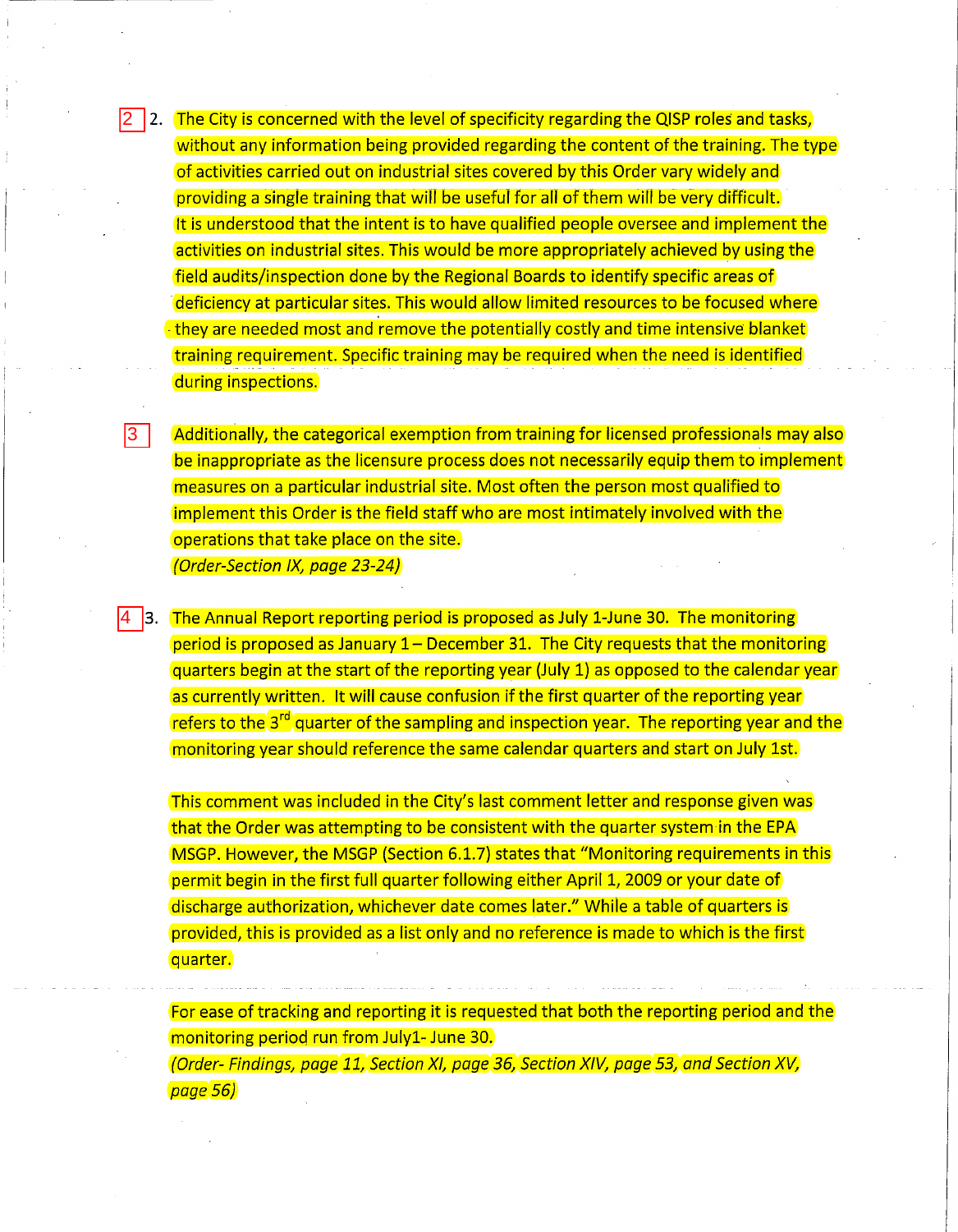[2] 2. The City is concerned with the level of specificity regarding the QISP roles and tasks, without any information being provided regarding the content of the training. The type of activities carried out on industrial sites covered by this Order vary widely and providing a single training that will be useful for all of them will be very difficult. It is understood that the intent is to have qualified people oversee and implement the activities on industrial sites. This would be more appropriately achieved by using the field audits/inspection done by the Regional Boards to identify specific areas of deficiency at particular sites. This would allow limited resources to be focused where they are needed most and remove the potentially costly and time intensive blanket training requirement. Specific training may be required when the need is identified during inspections.

[3] Additionally, the categorical exemption from training for licensed professionals may also be inappropriate as the licensure process does not necessarily equip them to implement measures on a particular industrial site. Most often the person most qualified to implement this Order is the field staff who are most intimately involved with the operations that take place on the site.
*(Order-Section IX, page 23-24)*

[4] 3. The Annual Report reporting period is proposed as July 1-June 30. The monitoring period is proposed as January 1 – December 31. The City requests that the monitoring quarters begin at the start of the reporting year (July 1) as opposed to the calendar year as currently written. It will cause confusion if the first quarter of the reporting year refers to the 3rd quarter of the sampling and inspection year. The reporting year and the monitoring year should reference the same calendar quarters and start on July 1st.

This comment was included in the City's last comment letter and response given was that the Order was attempting to be consistent with the quarter system in the EPA MSGP. However, the MSGP (Section 6.1.7) states that "Monitoring requirements in this permit begin in the first full quarter following either April 1, 2009 or your date of discharge authorization, whichever date comes later." While a table of quarters is provided, this is provided as a list only and no reference is made to which is the first quarter.

For ease of tracking and reporting it is requested that both the reporting period and the monitoring period run from July1- June 30.
*(Order- Findings, page 11, Section XI, page 36, Section XIV, page 53, and Section XV, page 56)*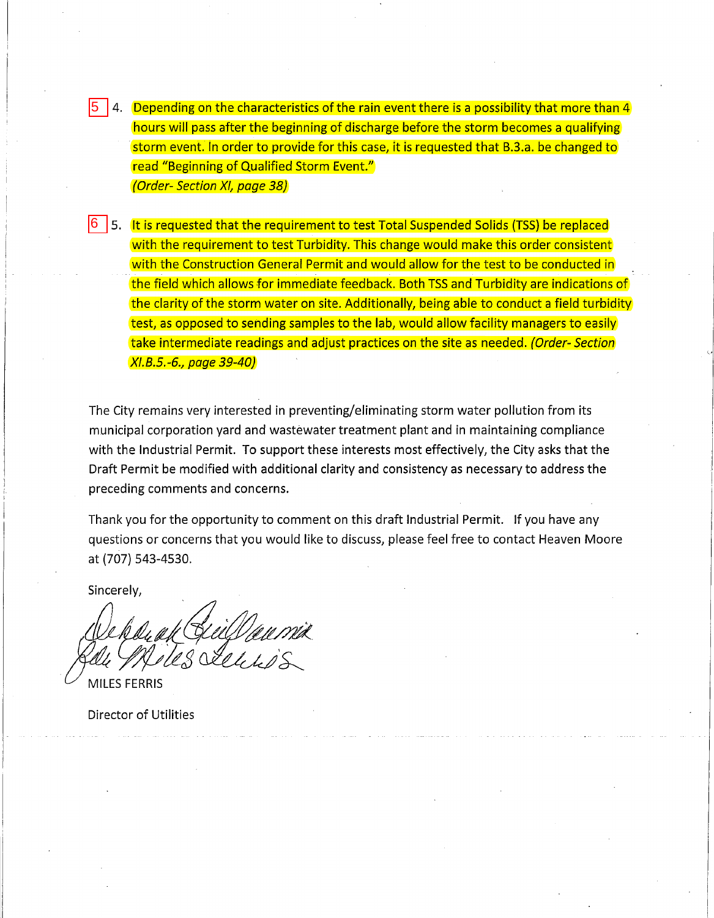5 4. Depending on the characteristics of the rain event there is a possibility that more than 4 hours will pass after the beginning of discharge before the storm becomes a qualifying storm event. In order to provide for this case, it is requested that B.3.a. be changed to read "Beginning of Qualified Storm Event."
*(Order- Section XI, page 38)*

6 5. It is requested that the requirement to test Total Suspended Solids (TSS) be replaced with the requirement to test Turbidity. This change would make this order consistent with the Construction General Permit and would allow for the test to be conducted in the field which allows for immediate feedback. Both TSS and Turbidity are indications of the clarity of the storm water on site. Additionally, being able to conduct a field turbidity test, as opposed to sending samples to the lab, would allow facility managers to easily take intermediate readings and adjust practices on the site as needed. *(Order- Section XI.B.5.-6., page 39-40)*

The City remains very interested in preventing/eliminating storm water pollution from its municipal corporation yard and wastewater treatment plant and in maintaining compliance with the Industrial Permit. To support these interests most effectively, the City asks that the Draft Permit be modified with additional clarity and consistency as necessary to address the preceding comments and concerns.

Thank you for the opportunity to comment on this draft Industrial Permit. If you have any questions or concerns that you would like to discuss, please feel free to contact Heaven Moore at (707) 543-4530.

Sincerely,

Deborah Guillaumin
for Miles Ferris

MILES FERRIS

Director of Utilities